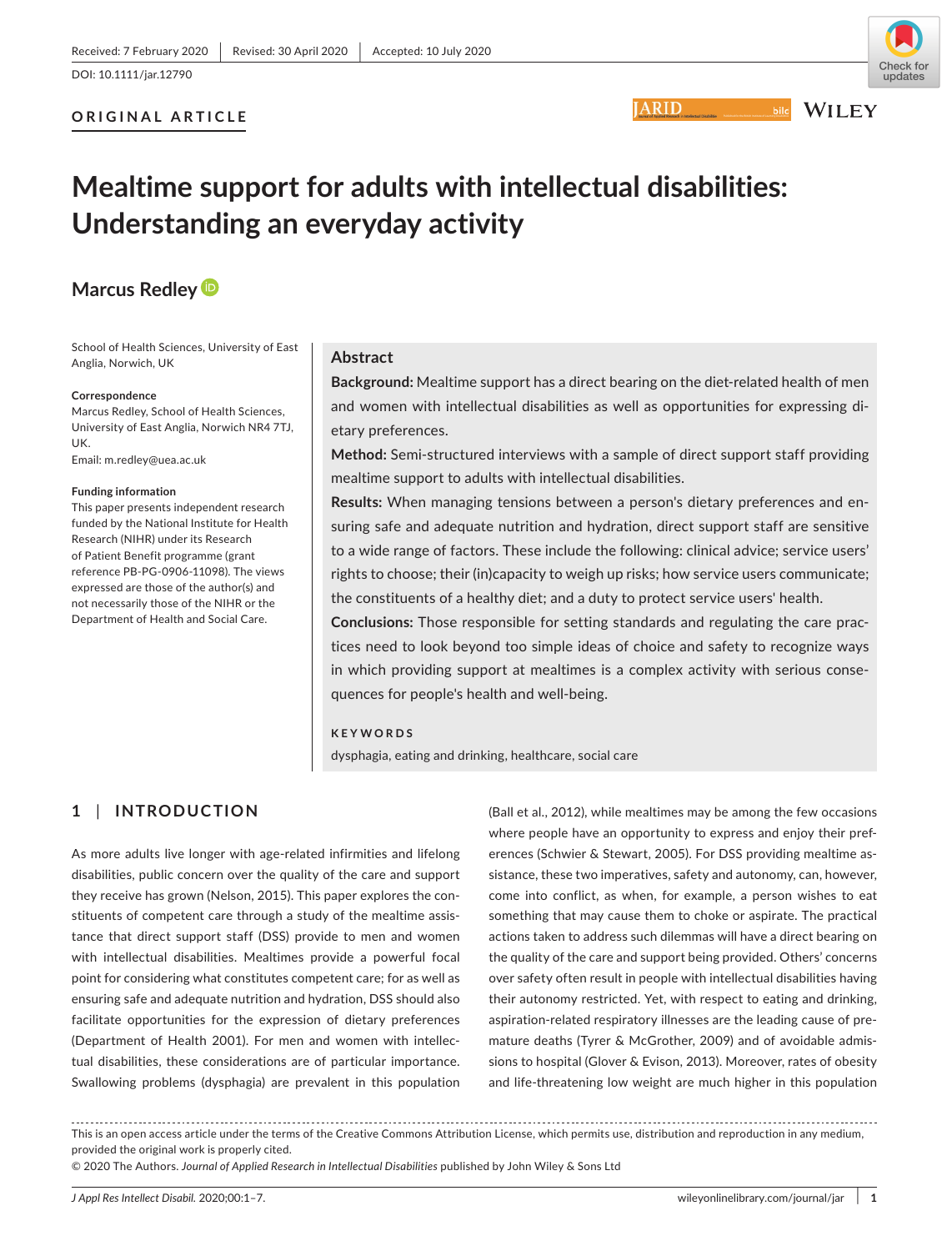Received: 7 February 2020 | Revised: 30 April 2020 | Accepted: 10 July 2020

DOI: 10.1111/jar.12790

**ORIGINAL ARTICLE**

# Mealtime support for adults with intellectual disabilities: Understanding an everyday activity

**Marcus Redley**

School of Health Sciences, University of East Anglia, Norwich, UK

**Correspondence**
Marcus Redley, School of Health Sciences, University of East Anglia, Norwich NR4 7TJ, UK.
Email: m.redley@uea.ac.uk

**Funding information**
This paper presents independent research funded by the National Institute for Health Research (NIHR) under its Research of Patient Benefit programme (grant reference PB-PG-0906-11098). The views expressed are those of the author(s) and not necessarily those of the NIHR or the Department of Health and Social Care.

## Abstract

**Background:** Mealtime support has a direct bearing on the diet-related health of men and women with intellectual disabilities as well as opportunities for expressing dietary preferences.

**Method:** Semi-structured interviews with a sample of direct support staff providing mealtime support to adults with intellectual disabilities.

**Results:** When managing tensions between a person's dietary preferences and ensuring safe and adequate nutrition and hydration, direct support staff are sensitive to a wide range of factors. These include the following: clinical advice; service users' rights to choose; their (in)capacity to weigh up risks; how service users communicate; the constituents of a healthy diet; and a duty to protect service users' health.

**Conclusions:** Those responsible for setting standards and regulating the care practices need to look beyond too simple ideas of choice and safety to recognize ways in which providing support at mealtimes is a complex activity with serious consequences for people's health and well-being.

**KEYWORDS**
dysphagia, eating and drinking, healthcare, social care

## 1 | INTRODUCTION

As more adults live longer with age-related infirmities and lifelong disabilities, public concern over the quality of the care and support they receive has grown (Nelson, 2015). This paper explores the constituents of competent care through a study of the mealtime assistance that direct support staff (DSS) provide to men and women with intellectual disabilities. Mealtimes provide a powerful focal point for considering what constitutes competent care; for as well as ensuring safe and adequate nutrition and hydration, DSS should also facilitate opportunities for the expression of dietary preferences (Department of Health 2001). For men and women with intellectual disabilities, these considerations are of particular importance. Swallowing problems (dysphagia) are prevalent in this population (Ball et al., 2012), while mealtimes may be among the few occasions where people have an opportunity to express and enjoy their preferences (Schwier & Stewart, 2005). For DSS providing mealtime assistance, these two imperatives, safety and autonomy, can, however, come into conflict, as when, for example, a person wishes to eat something that may cause them to choke or aspirate. The practical actions taken to address such dilemmas will have a direct bearing on the quality of the care and support being provided. Others' concerns over safety often result in people with intellectual disabilities having their autonomy restricted. Yet, with respect to eating and drinking, aspiration-related respiratory illnesses are the leading cause of premature deaths (Tyrer & McGrother, 2009) and of avoidable admissions to hospital (Glover & Evison, 2013). Moreover, rates of obesity and life-threatening low weight are much higher in this population

This is an open access article under the terms of the Creative Commons Attribution License, which permits use, distribution and reproduction in any medium, provided the original work is properly cited.
© 2020 The Authors. *Journal of Applied Research in Intellectual Disabilities* published by John Wiley & Sons Ltd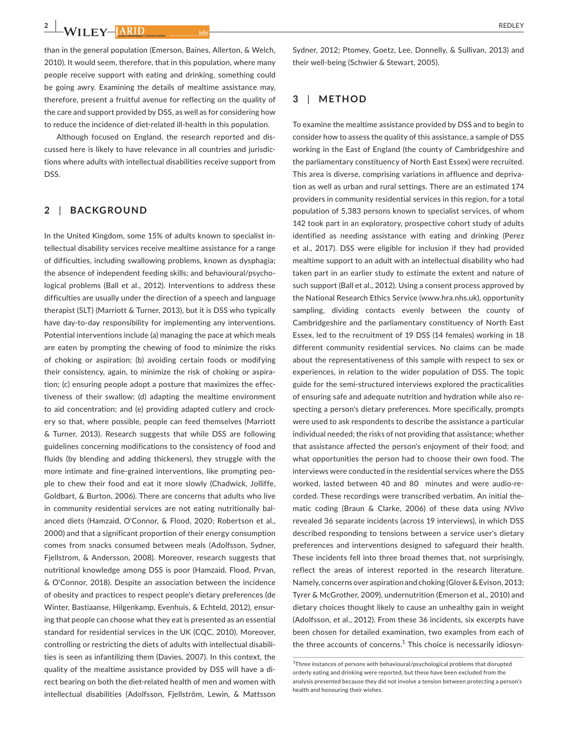than in the general population (Emerson, Baines, Allerton, & Welch, 2010). It would seem, therefore, that in this population, where many people receive support with eating and drinking, something could be going awry. Examining the details of mealtime assistance may, therefore, present a fruitful avenue for reflecting on the quality of the care and support provided by DSS, as well as for considering how to reduce the incidence of diet-related ill-health in this population.

Although focused on England, the research reported and discussed here is likely to have relevance in all countries and jurisdictions where adults with intellectual disabilities receive support from DSS.

## 2 | BACKGROUND

In the United Kingdom, some 15% of adults known to specialist intellectual disability services receive mealtime assistance for a range of difficulties, including swallowing problems, known as dysphagia; the absence of independent feeding skills; and behavioural/psychological problems (Ball et al., 2012). Interventions to address these difficulties are usually under the direction of a speech and language therapist (SLT) (Marriott & Turner, 2013), but it is DSS who typically have day-to-day responsibility for implementing any interventions. Potential interventions include (a) managing the pace at which meals are eaten by prompting the chewing of food to minimize the risks of choking or aspiration; (b) avoiding certain foods or modifying their consistency, again, to minimize the risk of choking or aspiration; (c) ensuring people adopt a posture that maximizes the effectiveness of their swallow; (d) adapting the mealtime environment to aid concentration; and (e) providing adapted cutlery and crockery so that, where possible, people can feed themselves (Marriott & Turner, 2013). Research suggests that while DSS are following guidelines concerning modifications to the consistency of food and fluids (by blending and adding thickeners), they struggle with the more intimate and fine-grained interventions, like prompting people to chew their food and eat it more slowly (Chadwick, Jolliffe, Goldbart, & Burton, 2006). There are concerns that adults who live in community residential services are not eating nutritionally balanced diets (Hamzaid, O'Connor, & Flood, 2020; Robertson et al., 2000) and that a significant proportion of their energy consumption comes from snacks consumed between meals (Adolfsson, Sydner, Fjellstrom, & Andersson, 2008). Moreover, research suggests that nutritional knowledge among DSS is poor (Hamzaid, Flood, Prvan, & O'Connor, 2018). Despite an association between the incidence of obesity and practices to respect people's dietary preferences (de Winter, Bastiaanse, Hilgenkamp, Evenhuis, & Echteld, 2012), ensuring that people can choose what they eat is presented as an essential standard for residential services in the UK (CQC, 2010). Moreover, controlling or restricting the diets of adults with intellectual disabilities is seen as infantilizing them (Davies, 2007). In this context, the quality of the mealtime assistance provided by DSS will have a direct bearing on both the diet-related health of men and women with intellectual disabilities (Adolfsson, Fjellström, Lewin, & Mattsson Sydner, 2012; Ptomey, Goetz, Lee, Donnelly, & Sullivan, 2013) and their well-being (Schwier & Stewart, 2005).

## 3 | METHOD

To examine the mealtime assistance provided by DSS and to begin to consider how to assess the quality of this assistance, a sample of DSS working in the East of England (the county of Cambridgeshire and the parliamentary constituency of North East Essex) were recruited. This area is diverse, comprising variations in affluence and deprivation as well as urban and rural settings. There are an estimated 174 providers in community residential services in this region, for a total population of 5,383 persons known to specialist services, of whom 142 took part in an exploratory, prospective cohort study of adults identified as needing assistance with eating and drinking (Perez et al., 2017). DSS were eligible for inclusion if they had provided mealtime support to an adult with an intellectual disability who had taken part in an earlier study to estimate the extent and nature of such support (Ball et al., 2012). Using a consent process approved by the National Research Ethics Service (www.hra.nhs.uk), opportunity sampling, dividing contacts evenly between the county of Cambridgeshire and the parliamentary constituency of North East Essex, led to the recruitment of 19 DSS (14 females) working in 18 different community residential services. No claims can be made about the representativeness of this sample with respect to sex or experiences, in relation to the wider population of DSS. The topic guide for the semi-structured interviews explored the practicalities of ensuring safe and adequate nutrition and hydration while also respecting a person's dietary preferences. More specifically, prompts were used to ask respondents to describe the assistance a particular individual needed; the risks of not providing that assistance; whether that assistance affected the person's enjoyment of their food; and what opportunities the person had to choose their own food. The interviews were conducted in the residential services where the DSS worked, lasted between 40 and 80 minutes and were audio-recorded. These recordings were transcribed verbatim. An initial thematic coding (Braun & Clarke, 2006) of these data using *NVivo* revealed 36 separate incidents (across 19 interviews), in which DSS described responding to tensions between a service user's dietary preferences and interventions designed to safeguard their health. These incidents fell into three broad themes that, not surprisingly, reflect the areas of interest reported in the research literature. Namely, concerns over aspiration and choking (Glover & Evison, 2013; Tyrer & McGrother, 2009), undernutrition (Emerson et al., 2010) and dietary choices thought likely to cause an unhealthy gain in weight (Adolfsson, et al., 2012). From these 36 incidents, six excerpts have been chosen for detailed examination, two examples from each of the three accounts of concerns.[1] This choice is necessarily idiosyn-

[1] Three instances of persons with behavioural/psychological problems that disrupted orderly eating and drinking were reported, but these have been excluded from the analysis presented because they did not involve a tension between protecting a person's health and honouring their wishes.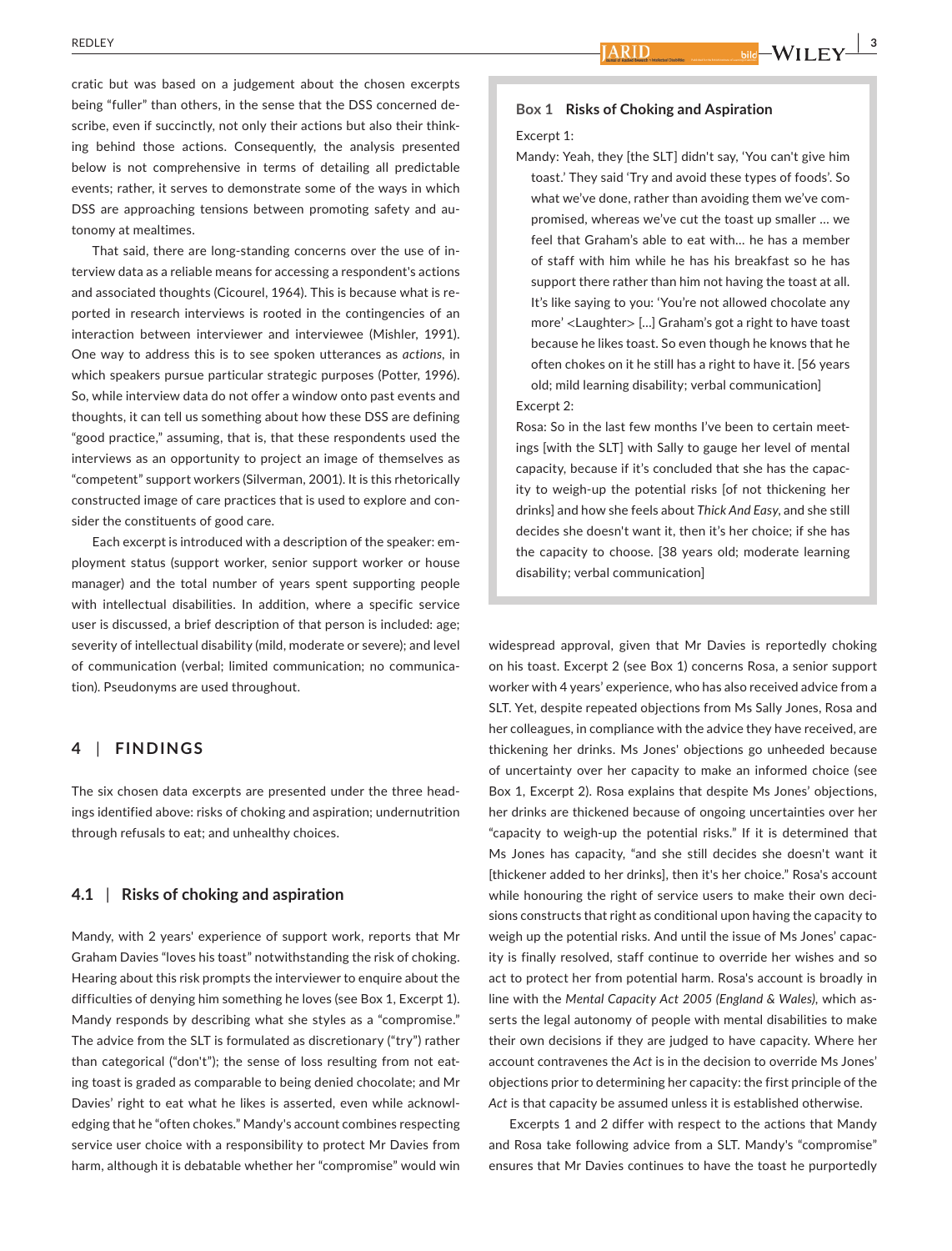cratic but was based on a judgement about the chosen excerpts being "fuller" than others, in the sense that the DSS concerned describe, even if succinctly, not only their actions but also their thinking behind those actions. Consequently, the analysis presented below is not comprehensive in terms of detailing all predictable events; rather, it serves to demonstrate some of the ways in which DSS are approaching tensions between promoting safety and autonomy at mealtimes.

That said, there are long-standing concerns over the use of interview data as a reliable means for accessing a respondent's actions and associated thoughts (Cicourel, 1964). This is because what is reported in research interviews is rooted in the contingencies of an interaction between interviewer and interviewee (Mishler, 1991). One way to address this is to see spoken utterances as *actions*, in which speakers pursue particular strategic purposes (Potter, 1996). So, while interview data do not offer a window onto past events and thoughts, it can tell us something about how these DSS are defining "good practice," assuming, that is, that these respondents used the interviews as an opportunity to project an image of themselves as "competent" support workers (Silverman, 2001). It is this rhetorically constructed image of care practices that is used to explore and consider the constituents of good care.

Each excerpt is introduced with a description of the speaker: employment status (support worker, senior support worker or house manager) and the total number of years spent supporting people with intellectual disabilities. In addition, where a specific service user is discussed, a brief description of that person is included: age; severity of intellectual disability (mild, moderate or severe); and level of communication (verbal; limited communication; no communication). Pseudonyms are used throughout.

## 4 | FINDINGS

The six chosen data excerpts are presented under the three headings identified above: risks of choking and aspiration; undernutrition through refusals to eat; and unhealthy choices.

### 4.1 | Risks of choking and aspiration

Mandy, with 2 years' experience of support work, reports that Mr Graham Davies "loves his toast" notwithstanding the risk of choking. Hearing about this risk prompts the interviewer to enquire about the difficulties of denying him something he loves (see Box 1, Excerpt 1). Mandy responds by describing what she styles as a "compromise." The advice from the SLT is formulated as discretionary ("try") rather than categorical ("don't"); the sense of loss resulting from not eating toast is graded as comparable to being denied chocolate; and Mr Davies' right to eat what he likes is asserted, even while acknowledging that he "often chokes." Mandy's account combines respecting service user choice with a responsibility to protect Mr Davies from harm, although it is debatable whether her "compromise" would win widespread approval, given that Mr Davies is reportedly choking on his toast. Excerpt 2 (see Box 1) concerns Rosa, a senior support worker with 4 years' experience, who has also received advice from a SLT. Yet, despite repeated objections from Ms Sally Jones, Rosa and her colleagues, in compliance with the advice they have received, are thickening her drinks. Ms Jones' objections go unheeded because of uncertainty over her capacity to make an informed choice (see Box 1, Excerpt 2). Rosa explains that despite Ms Jones' objections, her drinks are thickened because of ongoing uncertainties over her "capacity to weigh-up the potential risks." If it is determined that Ms Jones has capacity, "and she still decides she doesn't want it [thickener added to her drinks], then it's her choice." Rosa's account while honouring the right of service users to make their own decisions constructs that right as conditional upon having the capacity to weigh up the potential risks. And until the issue of Ms Jones' capacity is finally resolved, staff continue to override her wishes and so act to protect her from potential harm. Rosa's account is broadly in line with the *Mental Capacity Act 2005 (England & Wales)*, which asserts the legal autonomy of people with mental disabilities to make their own decisions if they are judged to have capacity. Where her account contravenes the *Act* is in the decision to override Ms Jones' objections prior to determining her capacity: the first principle of the *Act* is that capacity be assumed unless it is established otherwise.

Excerpts 1 and 2 differ with respect to the actions that Mandy and Rosa take following advice from a SLT. Mandy's "compromise" ensures that Mr Davies continues to have the toast he purportedly

---

**Box 1 Risks of Choking and Aspiration**

Excerpt 1:

Mandy: Yeah, they [the SLT] didn't say, 'You can't give him toast.' They said 'Try and avoid these types of foods'. So what we've done, rather than avoiding them we've compromised, whereas we've cut the toast up smaller … we feel that Graham's able to eat with… he has a member of staff with him while he has his breakfast so he has support there rather than him not having the toast at all. It's like saying to you: 'You're not allowed chocolate any more' <Laughter> […] Graham's got a right to have toast because he likes toast. So even though he knows that he often chokes on it he still has a right to have it. [56 years old; mild learning disability; verbal communication]

Excerpt 2:

Rosa: So in the last few months I've been to certain meetings [with the SLT] with Sally to gauge her level of mental capacity, because if it's concluded that she has the capacity to weigh-up the potential risks [of not thickening her drinks] and how she feels about *Thick And Easy*, and she still decides she doesn't want it, then it's her choice; if she has the capacity to choose. [38 years old; moderate learning disability; verbal communication]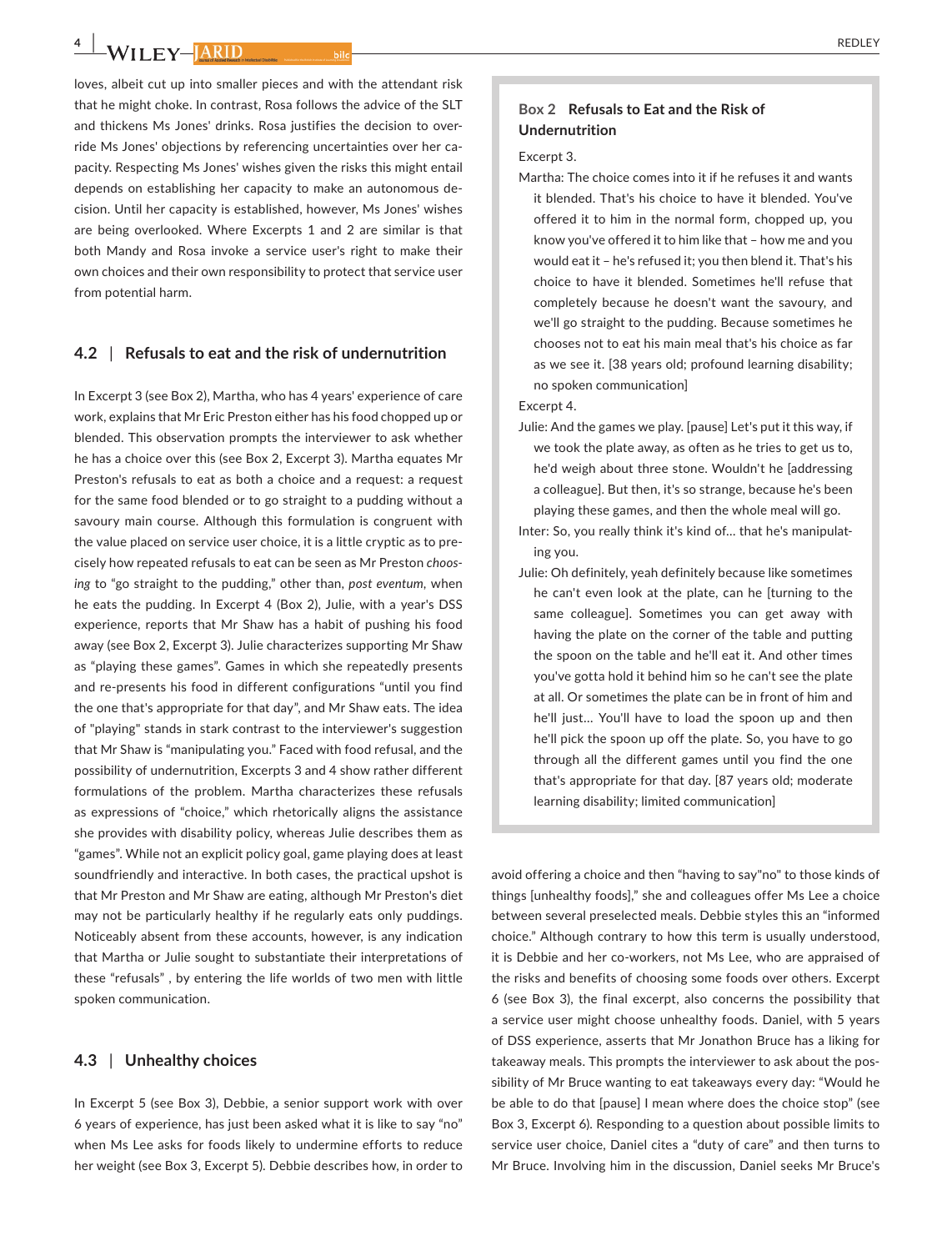loves, albeit cut up into smaller pieces and with the attendant risk that he might choke. In contrast, Rosa follows the advice of the SLT and thickens Ms Jones' drinks. Rosa justifies the decision to override Ms Jones' objections by referencing uncertainties over her capacity. Respecting Ms Jones' wishes given the risks this might entail depends on establishing her capacity to make an autonomous decision. Until her capacity is established, however, Ms Jones' wishes are being overlooked. Where Excerpts 1 and 2 are similar is that both Mandy and Rosa invoke a service user's right to make their own choices and their own responsibility to protect that service user from potential harm.

### 4.2 | Refusals to eat and the risk of undernutrition

In Excerpt 3 (see Box 2), Martha, who has 4 years' experience of care work, explains that Mr Eric Preston either has his food chopped up or blended. This observation prompts the interviewer to ask whether he has a choice over this (see Box 2, Excerpt 3). Martha equates Mr Preston's refusals to eat as both a choice and a request: a request for the same food blended or to go straight to a pudding without a savoury main course. Although this formulation is congruent with the value placed on service user choice, it is a little cryptic as to precisely how repeated refusals to eat can be seen as Mr Preston *choosing* to "go straight to the pudding," other than, *post eventum*, when he eats the pudding. In Excerpt 4 (Box 2), Julie, with a year's DSS experience, reports that Mr Shaw has a habit of pushing his food away (see Box 2, Excerpt 3). Julie characterizes supporting Mr Shaw as "playing these games". Games in which she repeatedly presents and re-presents his food in different configurations "until you find the one that's appropriate for that day", and Mr Shaw eats. The idea of "playing" stands in stark contrast to the interviewer's suggestion that Mr Shaw is "manipulating you." Faced with food refusal, and the possibility of undernutrition, Excerpts 3 and 4 show rather different formulations of the problem. Martha characterizes these refusals as expressions of "choice," which rhetorically aligns the assistance she provides with disability policy, whereas Julie describes them as "games". While not an explicit policy goal, game playing does at least soundfriendly and interactive. In both cases, the practical upshot is that Mr Preston and Mr Shaw are eating, although Mr Preston's diet may not be particularly healthy if he regularly eats only puddings. Noticeably absent from these accounts, however, is any indication that Martha or Julie sought to substantiate their interpretations of these "refusals" , by entering the life worlds of two men with little spoken communication.

**Box 2 Refusals to Eat and the Risk of Undernutrition**

Excerpt 3.

Martha: The choice comes into it if he refuses it and wants it blended. That's his choice to have it blended. You've offered it to him in the normal form, chopped up, you know you've offered it to him like that – how me and you would eat it – he's refused it; you then blend it. That's his choice to have it blended. Sometimes he'll refuse that completely because he doesn't want the savoury, and we'll go straight to the pudding. Because sometimes he chooses not to eat his main meal that's his choice as far as we see it. [38 years old; profound learning disability; no spoken communication]

Excerpt 4.

Julie: And the games we play. [pause] Let's put it this way, if we took the plate away, as often as he tries to get us to, he'd weigh about three stone. Wouldn't he [addressing a colleague]. But then, it's so strange, because he's been playing these games, and then the whole meal will go.

Inter: So, you really think it's kind of… that he's manipulating you.

Julie: Oh definitely, yeah definitely because like sometimes he can't even look at the plate, can he [turning to the same colleague]. Sometimes you can get away with having the plate on the corner of the table and putting the spoon on the table and he'll eat it. And other times you've gotta hold it behind him so he can't see the plate at all. Or sometimes the plate can be in front of him and he'll just… You'll have to load the spoon up and then he'll pick the spoon up off the plate. So, you have to go through all the different games until you find the one that's appropriate for that day. [87 years old; moderate learning disability; limited communication]

### 4.3 | Unhealthy choices

In Excerpt 5 (see Box 3), Debbie, a senior support work with over 6 years of experience, has just been asked what it is like to say "no" when Ms Lee asks for foods likely to undermine efforts to reduce her weight (see Box 3, Excerpt 5). Debbie describes how, in order to avoid offering a choice and then "having to say"no" to those kinds of things [unhealthy foods]," she and colleagues offer Ms Lee a choice between several preselected meals. Debbie styles this an "informed choice." Although contrary to how this term is usually understood, it is Debbie and her co-workers, not Ms Lee, who are appraised of the risks and benefits of choosing some foods over others. Excerpt 6 (see Box 3), the final excerpt, also concerns the possibility that a service user might choose unhealthy foods. Daniel, with 5 years of DSS experience, asserts that Mr Jonathon Bruce has a liking for takeaway meals. This prompts the interviewer to ask about the possibility of Mr Bruce wanting to eat takeaways every day: "Would he be able to do that [pause] I mean where does the choice stop" (see Box 3, Excerpt 6). Responding to a question about possible limits to service user choice, Daniel cites a "duty of care" and then turns to Mr Bruce. Involving him in the discussion, Daniel seeks Mr Bruce's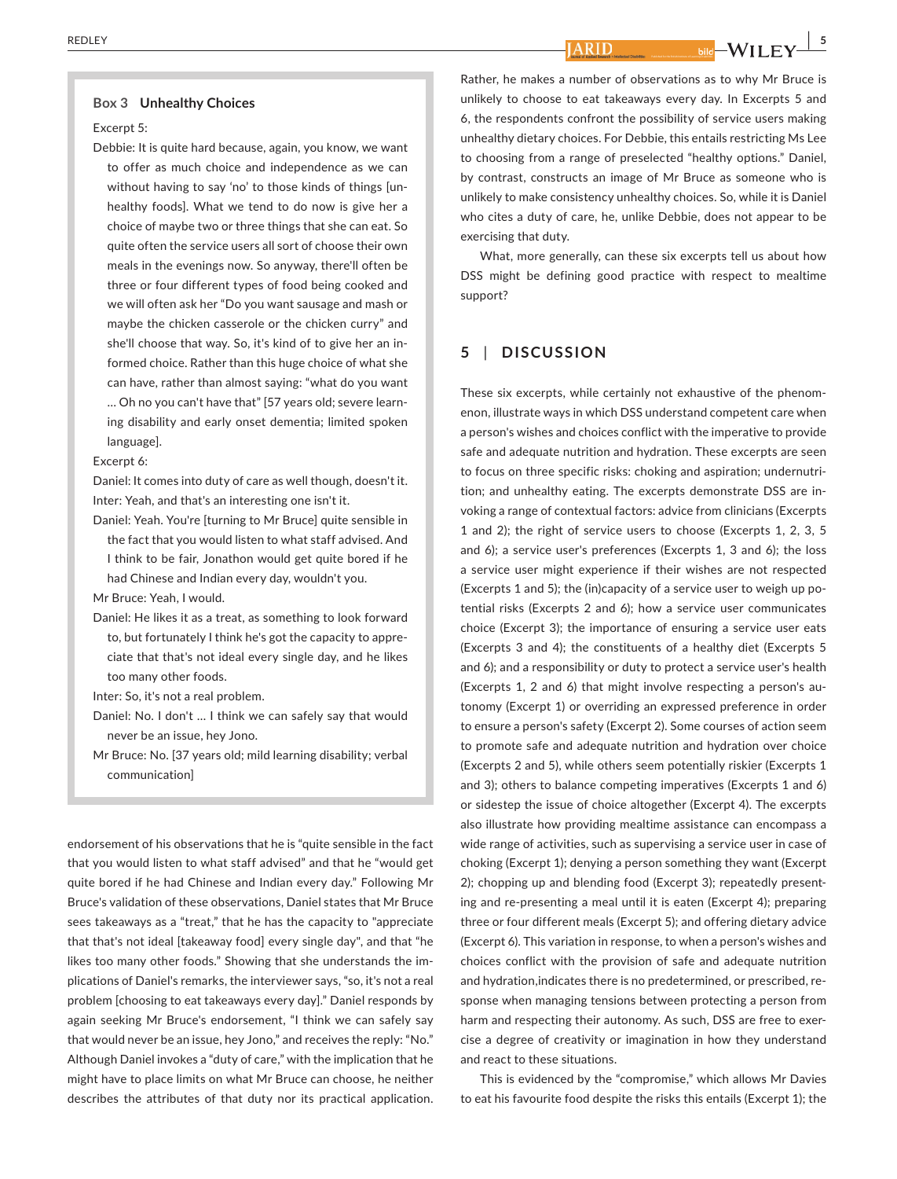**Box 3 Unhealthy Choices**

Excerpt 5:

Debbie: It is quite hard because, again, you know, we want to offer as much choice and independence as we can without having to say 'no' to those kinds of things [unhealthy foods]. What we tend to do now is give her a choice of maybe two or three things that she can eat. So quite often the service users all sort of choose their own meals in the evenings now. So anyway, there'll often be three or four different types of food being cooked and we will often ask her "Do you want sausage and mash or maybe the chicken casserole or the chicken curry" and she'll choose that way. So, it's kind of to give her an informed choice. Rather than this huge choice of what she can have, rather than almost saying: "what do you want … Oh no you can't have that" [57 years old; severe learning disability and early onset dementia; limited spoken language].

Excerpt 6:

Daniel: It comes into duty of care as well though, doesn't it.

Inter: Yeah, and that's an interesting one isn't it.

Daniel: Yeah. You're [turning to Mr Bruce] quite sensible in the fact that you would listen to what staff advised. And I think to be fair, Jonathon would get quite bored if he had Chinese and Indian every day, wouldn't you.

Mr Bruce: Yeah, I would.

Daniel: He likes it as a treat, as something to look forward to, but fortunately I think he's got the capacity to appreciate that that's not ideal every single day, and he likes too many other foods.

Inter: So, it's not a real problem.

Daniel: No. I don't … I think we can safely say that would never be an issue, hey Jono.

Mr Bruce: No. [37 years old; mild learning disability; verbal communication]

endorsement of his observations that he is "quite sensible in the fact that you would listen to what staff advised" and that he "would get quite bored if he had Chinese and Indian every day." Following Mr Bruce's validation of these observations, Daniel states that Mr Bruce sees takeaways as a "treat," that he has the capacity to "appreciate that that's not ideal [takeaway food] every single day", and that "he likes too many other foods." Showing that she understands the implications of Daniel's remarks, the interviewer says, "so, it's not a real problem [choosing to eat takeaways every day]." Daniel responds by again seeking Mr Bruce's endorsement, "I think we can safely say that would never be an issue, hey Jono," and receives the reply: "No." Although Daniel invokes a "duty of care," with the implication that he might have to place limits on what Mr Bruce can choose, he neither describes the attributes of that duty nor its practical application. Rather, he makes a number of observations as to why Mr Bruce is unlikely to choose to eat takeaways every day. In Excerpts 5 and 6, the respondents confront the possibility of service users making unhealthy dietary choices. For Debbie, this entails restricting Ms Lee to choosing from a range of preselected "healthy options." Daniel, by contrast, constructs an image of Mr Bruce as someone who is unlikely to make consistency unhealthy choices. So, while it is Daniel who cites a duty of care, he, unlike Debbie, does not appear to be exercising that duty.

What, more generally, can these six excerpts tell us about how DSS might be defining good practice with respect to mealtime support?

## 5 | DISCUSSION

These six excerpts, while certainly not exhaustive of the phenomenon, illustrate ways in which DSS understand competent care when a person's wishes and choices conflict with the imperative to provide safe and adequate nutrition and hydration. These excerpts are seen to focus on three specific risks: choking and aspiration; undernutrition; and unhealthy eating. The excerpts demonstrate DSS are invoking a range of contextual factors: advice from clinicians (Excerpts 1 and 2); the right of service users to choose (Excerpts 1, 2, 3, 5 and 6); a service user's preferences (Excerpts 1, 3 and 6); the loss a service user might experience if their wishes are not respected (Excerpts 1 and 5); the (in)capacity of a service user to weigh up potential risks (Excerpts 2 and 6); how a service user communicates choice (Excerpt 3); the importance of ensuring a service user eats (Excerpts 3 and 4); the constituents of a healthy diet (Excerpts 5 and 6); and a responsibility or duty to protect a service user's health (Excerpts 1, 2 and 6) that might involve respecting a person's autonomy (Excerpt 1) or overriding an expressed preference in order to ensure a person's safety (Excerpt 2). Some courses of action seem to promote safe and adequate nutrition and hydration over choice (Excerpts 2 and 5), while others seem potentially riskier (Excerpts 1 and 3); others to balance competing imperatives (Excerpts 1 and 6) or sidestep the issue of choice altogether (Excerpt 4). The excerpts also illustrate how providing mealtime assistance can encompass a wide range of activities, such as supervising a service user in case of choking (Excerpt 1); denying a person something they want (Excerpt 2); chopping up and blending food (Excerpt 3); repeatedly presenting and re-presenting a meal until it is eaten (Excerpt 4); preparing three or four different meals (Excerpt 5); and offering dietary advice (Excerpt 6). This variation in response, to when a person's wishes and choices conflict with the provision of safe and adequate nutrition and hydration,indicates there is no predetermined, or prescribed, response when managing tensions between protecting a person from harm and respecting their autonomy. As such, DSS are free to exercise a degree of creativity or imagination in how they understand and react to these situations.

This is evidenced by the "compromise," which allows Mr Davies to eat his favourite food despite the risks this entails (Excerpt 1); the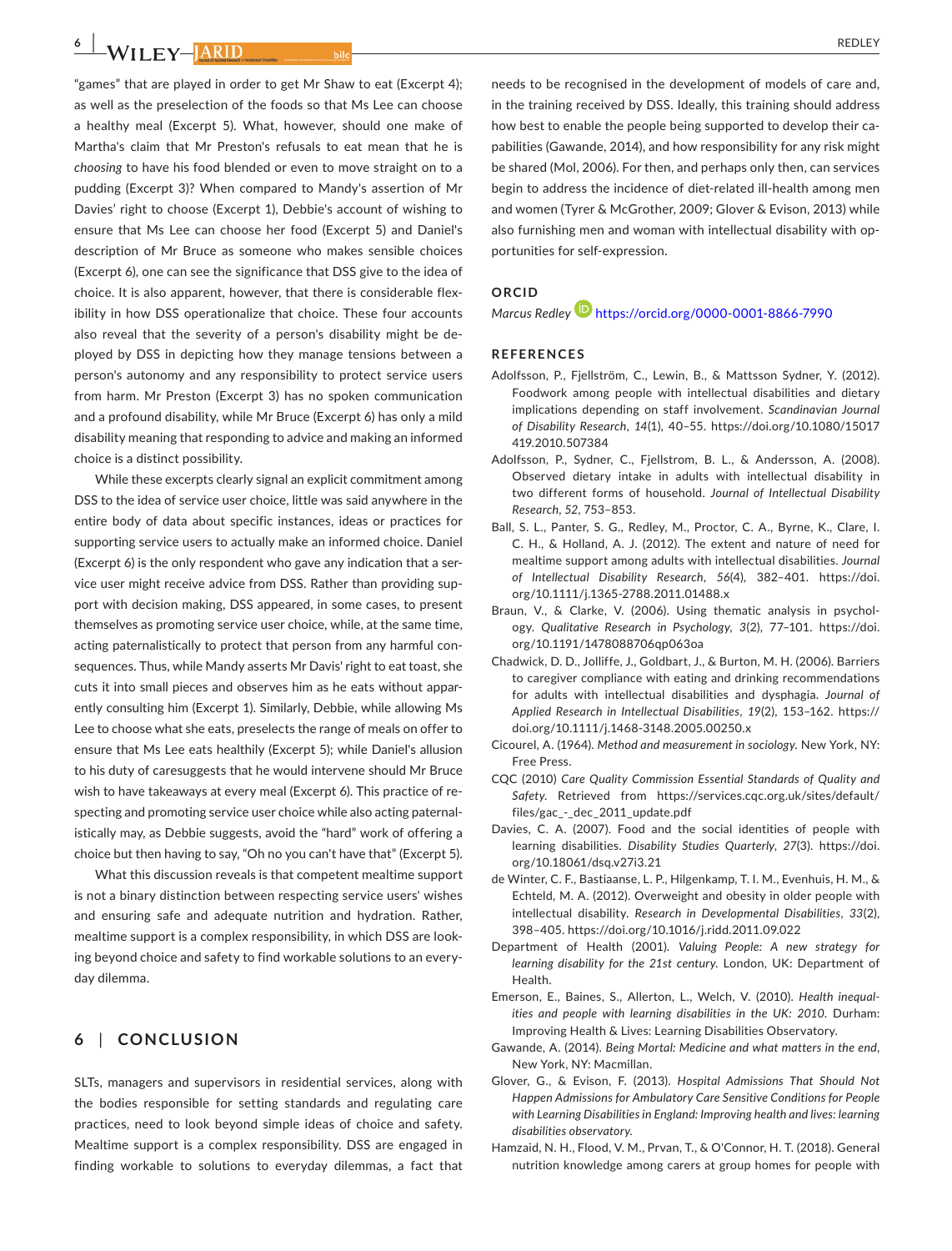"games" that are played in order to get Mr Shaw to eat (Excerpt 4); as well as the preselection of the foods so that Ms Lee can choose a healthy meal (Excerpt 5). What, however, should one make of Martha's claim that Mr Preston's refusals to eat mean that he is *choosing* to have his food blended or even to move straight on to a pudding (Excerpt 3)? When compared to Mandy's assertion of Mr Davies' right to choose (Excerpt 1), Debbie's account of wishing to ensure that Ms Lee can choose her food (Excerpt 5) and Daniel's description of Mr Bruce as someone who makes sensible choices (Excerpt 6), one can see the significance that DSS give to the idea of choice. It is also apparent, however, that there is considerable flexibility in how DSS operationalize that choice. These four accounts also reveal that the severity of a person's disability might be deployed by DSS in depicting how they manage tensions between a person's autonomy and any responsibility to protect service users from harm. Mr Preston (Excerpt 3) has no spoken communication and a profound disability, while Mr Bruce (Excerpt 6) has only a mild disability meaning that responding to advice and making an informed choice is a distinct possibility.

While these excerpts clearly signal an explicit commitment among DSS to the idea of service user choice, little was said anywhere in the entire body of data about specific instances, ideas or practices for supporting service users to actually make an informed choice. Daniel (Excerpt 6) is the only respondent who gave any indication that a service user might receive advice from DSS. Rather than providing support with decision making, DSS appeared, in some cases, to present themselves as promoting service user choice, while, at the same time, acting paternalistically to protect that person from any harmful consequences. Thus, while Mandy asserts Mr Davis' right to eat toast, she cuts it into small pieces and observes him as he eats without apparently consulting him (Excerpt 1). Similarly, Debbie, while allowing Ms Lee to choose what she eats, preselects the range of meals on offer to ensure that Ms Lee eats healthily (Excerpt 5); while Daniel's allusion to his duty of caresuggests that he would intervene should Mr Bruce wish to have takeaways at every meal (Excerpt 6). This practice of respecting and promoting service user choice while also acting paternalistically may, as Debbie suggests, avoid the "hard" work of offering a choice but then having to say, "Oh no you can't have that" (Excerpt 5).

What this discussion reveals is that competent mealtime support is not a binary distinction between respecting service users' wishes and ensuring safe and adequate nutrition and hydration. Rather, mealtime support is a complex responsibility, in which DSS are looking beyond choice and safety to find workable solutions to an everyday dilemma.

## 6 | CONCLUSION

SLTs, managers and supervisors in residential services, along with the bodies responsible for setting standards and regulating care practices, need to look beyond simple ideas of choice and safety. Mealtime support is a complex responsibility. DSS are engaged in finding workable to solutions to everyday dilemmas, a fact that needs to be recognised in the development of models of care and, in the training received by DSS. Ideally, this training should address how best to enable the people being supported to develop their capabilities (Gawande, 2014), and how responsibility for any risk might be shared (Mol, 2006). For then, and perhaps only then, can services begin to address the incidence of diet-related ill-health among men and women (Tyrer & McGrother, 2009; Glover & Evison, 2013) while also furnishing men and woman with intellectual disability with opportunities for self-expression.

### ORCID

*Marcus Redley* https://orcid.org/0000-0001-8866-7990

### REFERENCES

Adolfsson, P., Fjellström, C., Lewin, B., & Mattsson Sydner, Y. (2012). Foodwork among people with intellectual disabilities and dietary implications depending on staff involvement. *Scandinavian Journal of Disability Research*, *14*(1), 40–55. https://doi.org/10.1080/15017419.2010.507384

Adolfsson, P., Sydner, C., Fjellstrom, B. L., & Andersson, A. (2008). Observed dietary intake in adults with intellectual disability in two different forms of household. *Journal of Intellectual Disability Research*, *52*, 753–853.

Ball, S. L., Panter, S. G., Redley, M., Proctor, C. A., Byrne, K., Clare, I. C. H., & Holland, A. J. (2012). The extent and nature of need for mealtime support among adults with intellectual disabilities. *Journal of Intellectual Disability Research*, *56*(4), 382–401. https://doi.org/10.1111/j.1365-2788.2011.01488.x

Braun, V., & Clarke, V. (2006). Using thematic analysis in psychology. *Qualitative Research in Psychology*, *3*(2), 77–101. https://doi.org/10.1191/1478088706qp063oa

Chadwick, D. D., Jolliffe, J., Goldbart, J., & Burton, M. H. (2006). Barriers to caregiver compliance with eating and drinking recommendations for adults with intellectual disabilities and dysphagia. *Journal of Applied Research in Intellectual Disabilities*, *19*(2), 153–162. https://doi.org/10.1111/j.1468-3148.2005.00250.x

Cicourel, A. (1964). *Method and measurement in sociology*. New York, NY: Free Press.

CQC (2010) *Care Quality Commission Essential Standards of Quality and Safety*. Retrieved from https://services.cqc.org.uk/sites/default/files/gac_-_dec_2011_update.pdf

Davies, C. A. (2007). Food and the social identities of people with learning disabilities. *Disability Studies Quarterly*, *27*(3). https://doi.org/10.18061/dsq.v27i3.21

de Winter, C. F., Bastiaanse, L. P., Hilgenkamp, T. I. M., Evenhuis, H. M., & Echteld, M. A. (2012). Overweight and obesity in older people with intellectual disability. *Research in Developmental Disabilities*, *33*(2), 398–405. https://doi.org/10.1016/j.ridd.2011.09.022

Department of Health (2001). *Valuing People: A new strategy for learning disability for the 21st century*. London, UK: Department of Health.

Emerson, E., Baines, S., Allerton, L., Welch, V. (2010). *Health inequalities and people with learning disabilities in the UK: 2010*. Durham: Improving Health & Lives: Learning Disabilities Observatory.

Gawande, A. (2014). *Being Mortal: Medicine and what matters in the end*, New York, NY: Macmillan.

Glover, G., & Evison, F. (2013). *Hospital Admissions That Should Not Happen Admissions for Ambulatory Care Sensitive Conditions for People with Learning Disabilities in England: Improving health and lives: learning disabilities observatory.*

Hamzaid, N. H., Flood, V. M., Prvan, T., & O'Connor, H. T. (2018). General nutrition knowledge among carers at group homes for people with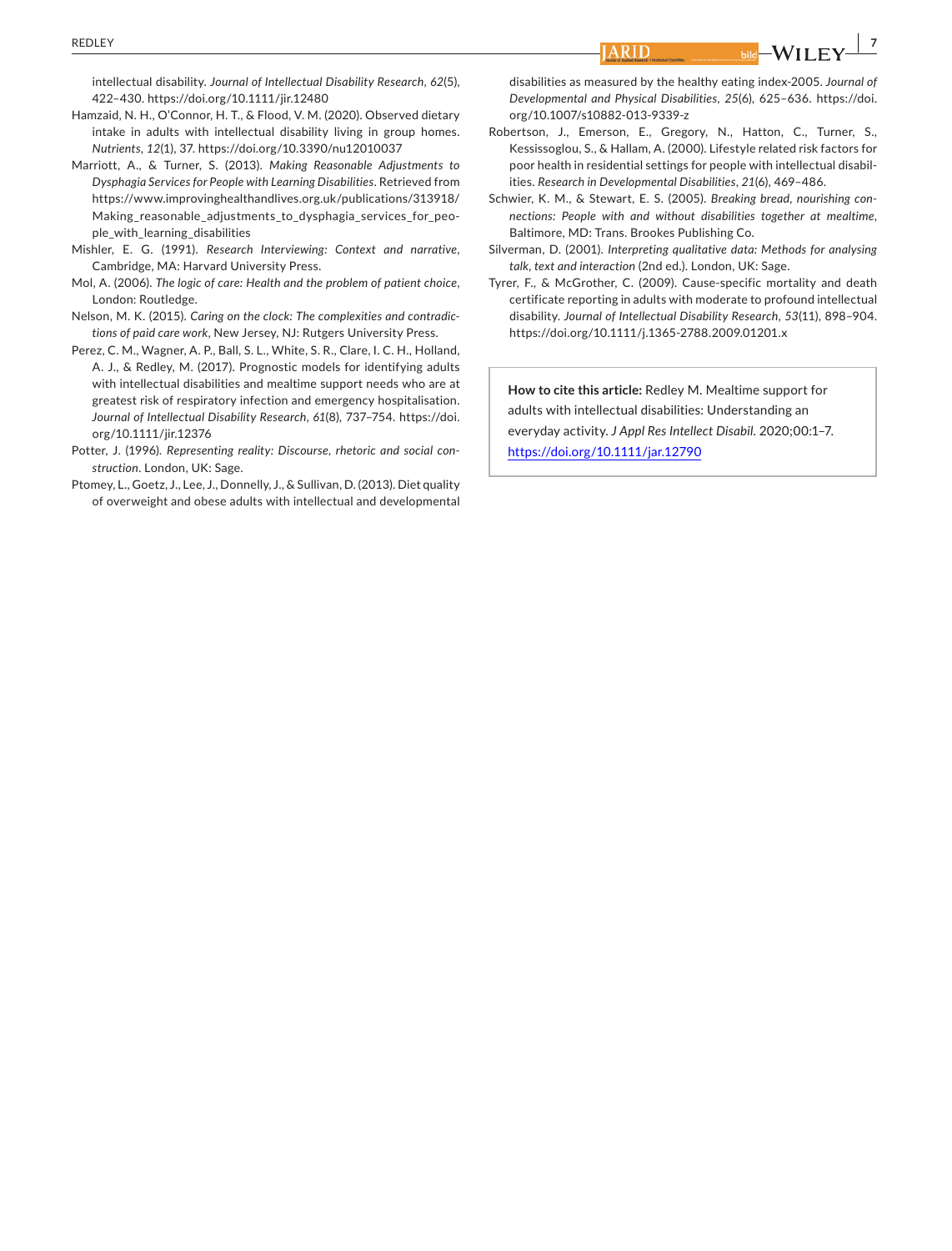intellectual disability. *Journal of Intellectual Disability Research*, *62*(5), 422–430. https://doi.org/10.1111/jir.12480

Hamzaid, N. H., O'Connor, H. T., & Flood, V. M. (2020). Observed dietary intake in adults with intellectual disability living in group homes. *Nutrients*, *12*(1), 37. https://doi.org/10.3390/nu12010037

Marriott, A., & Turner, S. (2013). *Making Reasonable Adjustments to Dysphagia Services for People with Learning Disabilities*. Retrieved from https://www.improvinghealthandlives.org.uk/publications/313918/Making_reasonable_adjustments_to_dysphagia_services_for_people_with_learning_disabilities

Mishler, E. G. (1991). *Research Interviewing: Context and narrative*, Cambridge, MA: Harvard University Press.

Mol, A. (2006). *The logic of care: Health and the problem of patient choice*, London: Routledge.

Nelson, M. K. (2015). *Caring on the clock: The complexities and contradictions of paid care work*, New Jersey, NJ: Rutgers University Press.

Perez, C. M., Wagner, A. P., Ball, S. L., White, S. R., Clare, I. C. H., Holland, A. J., & Redley, M. (2017). Prognostic models for identifying adults with intellectual disabilities and mealtime support needs who are at greatest risk of respiratory infection and emergency hospitalisation. *Journal of Intellectual Disability Research*, *61*(8), 737–754. https://doi.org/10.1111/jir.12376

Potter, J. (1996). *Representing reality: Discourse, rhetoric and social construction*. London, UK: Sage.

Ptomey, L., Goetz, J., Lee, J., Donnelly, J., & Sullivan, D. (2013). Diet quality of overweight and obese adults with intellectual and developmental disabilities as measured by the healthy eating index-2005. *Journal of Developmental and Physical Disabilities*, *25*(6), 625–636. https://doi.org/10.1007/s10882-013-9339-z

Robertson, J., Emerson, E., Gregory, N., Hatton, C., Turner, S., Kessissoglou, S., & Hallam, A. (2000). Lifestyle related risk factors for poor health in residential settings for people with intellectual disabilities. *Research in Developmental Disabilities*, *21*(6), 469–486.

Schwier, K. M., & Stewart, E. S. (2005). *Breaking bread, nourishing connections: People with and without disabilities together at mealtime*, Baltimore, MD: Trans. Brookes Publishing Co.

Silverman, D. (2001). *Interpreting qualitative data: Methods for analysing talk, text and interaction* (2nd ed.). London, UK: Sage.

Tyrer, F., & McGrother, C. (2009). Cause-specific mortality and death certificate reporting in adults with moderate to profound intellectual disability. *Journal of Intellectual Disability Research*, *53*(11), 898–904. https://doi.org/10.1111/j.1365-2788.2009.01201.x

**How to cite this article:** Redley M. Mealtime support for adults with intellectual disabilities: Understanding an everyday activity. *J Appl Res Intellect Disabil*. 2020;00:1–7. https://doi.org/10.1111/jar.12790